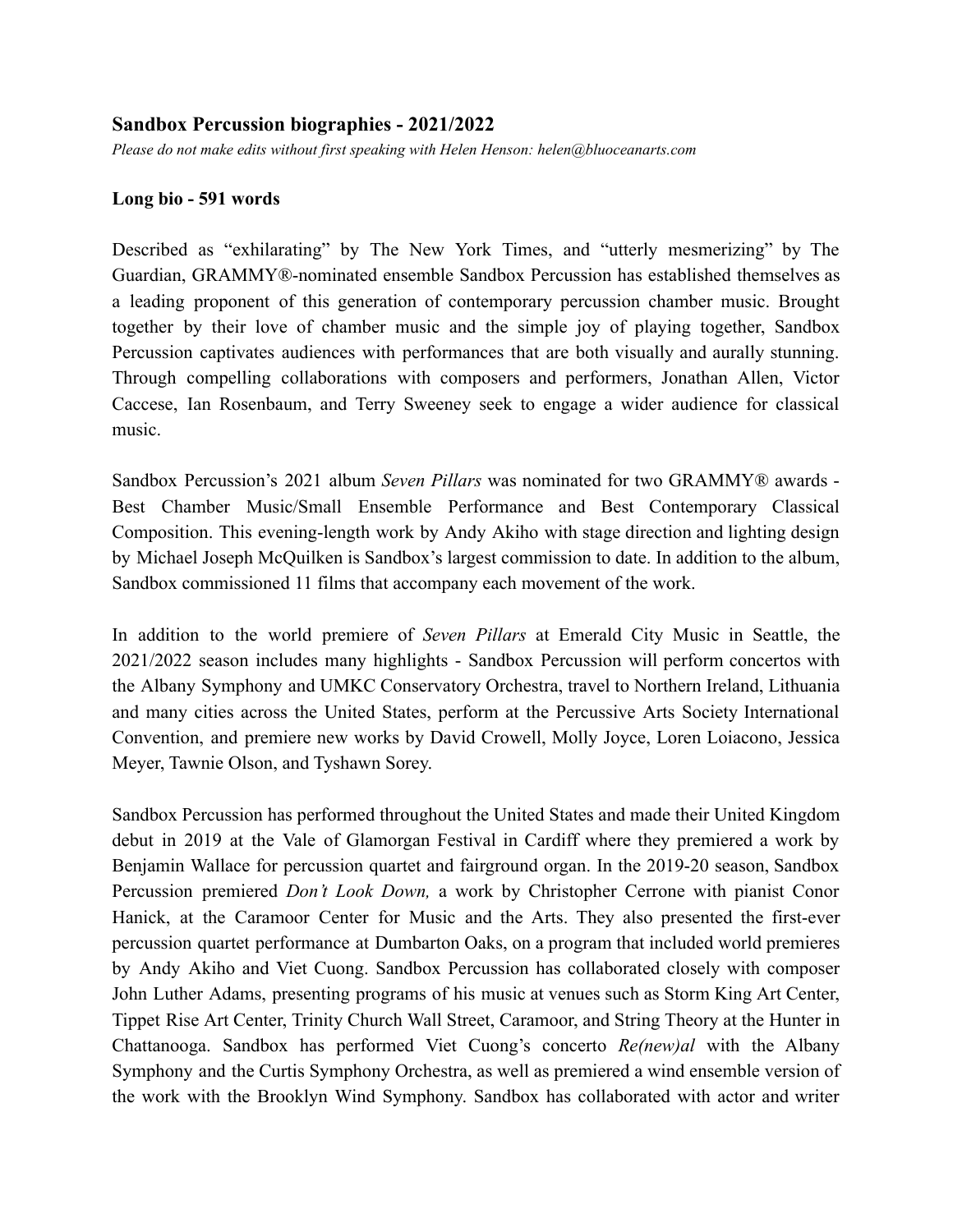## Sandbox Percussion biographies - 2021/2022

*Please do not make edits without first speaking with Helen Henson: helen@bluoceanarts.com*

### Long bio - 591 words

Described as "exhilarating" by The New York Times, and "utterly mesmerizing" by The Guardian, GRAMMY®-nominated ensemble Sandbox Percussion has established themselves as a leading proponent of this generation of contemporary percussion chamber music. Brought together by their love of chamber music and the simple joy of playing together, Sandbox Percussion captivates audiences with performances that are both visually and aurally stunning. Through compelling collaborations with composers and performers, Jonathan Allen, Victor Caccese, Ian Rosenbaum, and Terry Sweeney seek to engage a wider audience for classical music.

Sandbox Percussion's 2021 album *Seven Pillars* was nominated for two GRAMMY® awards - Best Chamber Music/Small Ensemble Performance and Best Contemporary Classical Composition. This evening-length work by Andy Akiho with stage direction and lighting design by Michael Joseph McQuilken is Sandbox's largest commission to date. In addition to the album, Sandbox commissioned 11 films that accompany each movement of the work.

In addition to the world premiere of *Seven Pillars* at Emerald City Music in Seattle, the 2021/2022 season includes many highlights - Sandbox Percussion will perform concertos with the Albany Symphony and UMKC Conservatory Orchestra, travel to Northern Ireland, Lithuania and many cities across the United States, perform at the Percussive Arts Society International Convention, and premiere new works by David Crowell, Molly Joyce, Loren Loiacono, Jessica Meyer, Tawnie Olson, and Tyshawn Sorey.

Sandbox Percussion has performed throughout the United States and made their United Kingdom debut in 2019 at the Vale of Glamorgan Festival in Cardiff where they premiered a work by Benjamin Wallace for percussion quartet and fairground organ. In the 2019-20 season, Sandbox Percussion premiered *Don't Look Down,* a work by Christopher Cerrone with pianist Conor Hanick, at the Caramoor Center for Music and the Arts. They also presented the first-ever percussion quartet performance at Dumbarton Oaks, on a program that included world premieres by Andy Akiho and Viet Cuong. Sandbox Percussion has collaborated closely with composer John Luther Adams, presenting programs of his music at venues such as Storm King Art Center, Tippet Rise Art Center, Trinity Church Wall Street, Caramoor, and String Theory at the Hunter in Chattanooga. Sandbox has performed Viet Cuong's concerto *Re(new)al* with the Albany Symphony and the Curtis Symphony Orchestra, as well as premiered a wind ensemble version of the work with the Brooklyn Wind Symphony. Sandbox has collaborated with actor and writer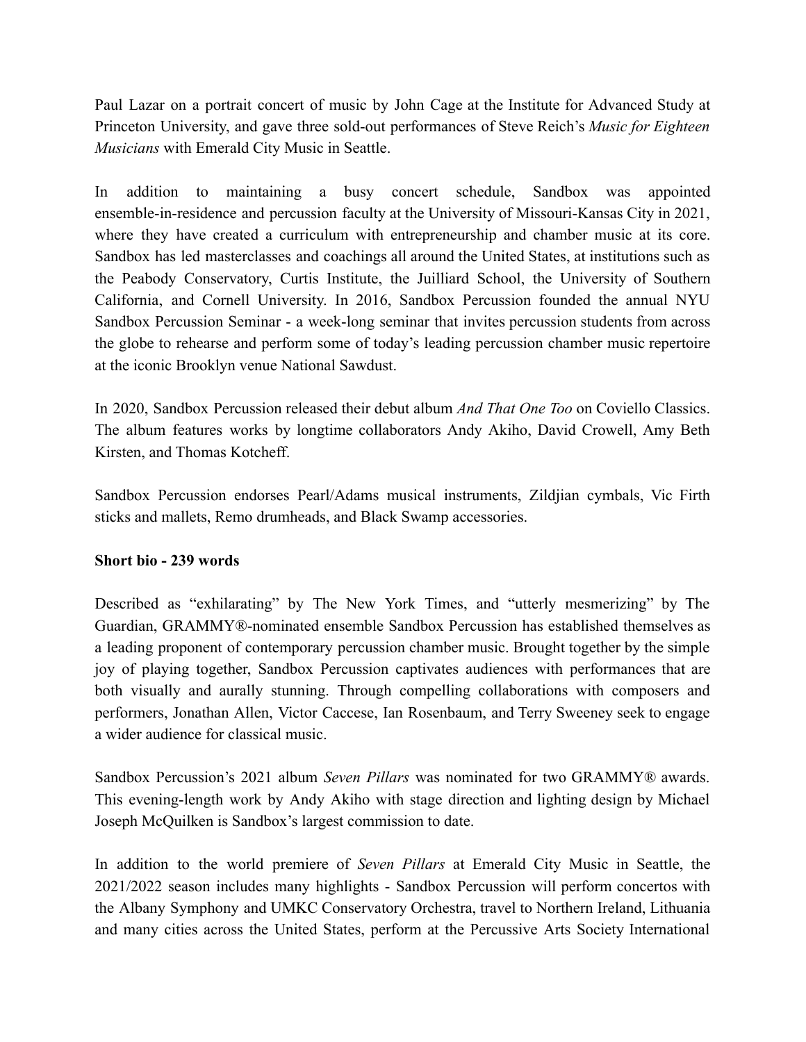Paul Lazar on a portrait concert of music by John Cage at the Institute for Advanced Study at Princeton University, and gave three sold-out performances of Steve Reich's *Music for Eighteen Musicians* with Emerald City Music in Seattle.

In addition to maintaining a busy concert schedule, Sandbox was appointed ensemble-in-residence and percussion faculty at the University of Missouri-Kansas City in 2021, where they have created a curriculum with entrepreneurship and chamber music at its core. Sandbox has led masterclasses and coachings all around the United States, at institutions such as the Peabody Conservatory, Curtis Institute, the Juilliard School, the University of Southern California, and Cornell University. In 2016, Sandbox Percussion founded the annual NYU Sandbox Percussion Seminar - a week-long seminar that invites percussion students from across the globe to rehearse and perform some of today's leading percussion chamber music repertoire at the iconic Brooklyn venue National Sawdust.

In 2020, Sandbox Percussion released their debut album *And That One Too* on Coviello Classics. The album features works by longtime collaborators Andy Akiho, David Crowell, Amy Beth Kirsten, and Thomas Kotcheff.

Sandbox Percussion endorses Pearl/Adams musical instruments, Zildjian cymbals, Vic Firth sticks and mallets, Remo drumheads, and Black Swamp accessories.

**Short bio - 239 words**

Described as "exhilarating" by The New York Times, and "utterly mesmerizing" by The Guardian, GRAMMY®-nominated ensemble Sandbox Percussion has established themselves as a leading proponent of contemporary percussion chamber music. Brought together by the simple joy of playing together, Sandbox Percussion captivates audiences with performances that are both visually and aurally stunning. Through compelling collaborations with composers and performers, Jonathan Allen, Victor Caccese, Ian Rosenbaum, and Terry Sweeney seek to engage a wider audience for classical music.

Sandbox Percussion's 2021 album *Seven Pillars* was nominated for two GRAMMY® awards. This evening-length work by Andy Akiho with stage direction and lighting design by Michael Joseph McQuilken is Sandbox's largest commission to date.

In addition to the world premiere of *Seven Pillars* at Emerald City Music in Seattle, the 2021/2022 season includes many highlights - Sandbox Percussion will perform concertos with the Albany Symphony and UMKC Conservatory Orchestra, travel to Northern Ireland, Lithuania and many cities across the United States, perform at the Percussive Arts Society International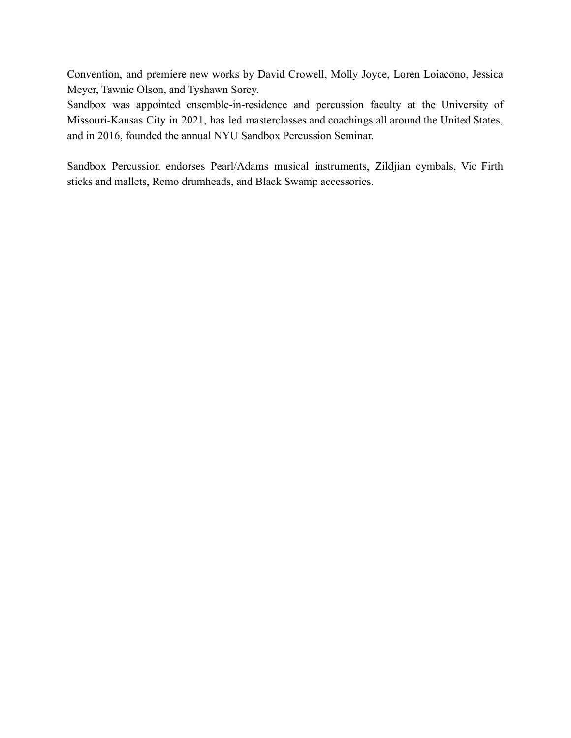Convention, and premiere new works by David Crowell, Molly Joyce, Loren Loiacono, Jessica Meyer, Tawnie Olson, and Tyshawn Sorey.
Sandbox was appointed ensemble-in-residence and percussion faculty at the University of Missouri-Kansas City in 2021, has led masterclasses and coachings all around the United States, and in 2016, founded the annual NYU Sandbox Percussion Seminar.

Sandbox Percussion endorses Pearl/Adams musical instruments, Zildjian cymbals, Vic Firth sticks and mallets, Remo drumheads, and Black Swamp accessories.